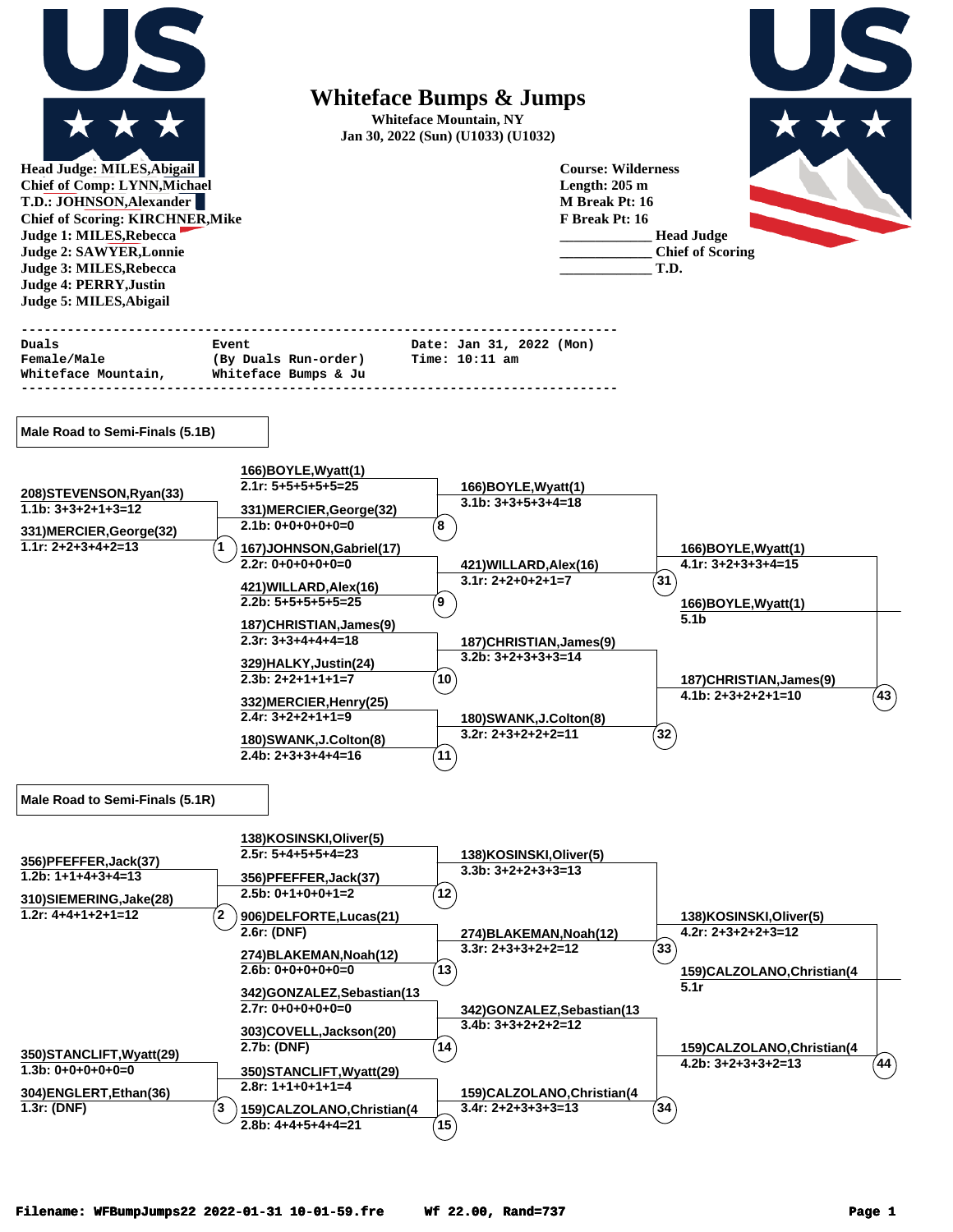# Whiteface Bumps & Jumps

**Whiteface Mountain, NY**
**Jan 30, 2022 (Sun) (U1033) (U1032)**

**Head Judge: MILES,Abigail**
**Chief of Comp: LYNN,Michael**
**T.D.: JOHNSON,Alexander**
**Chief of Scoring: KIRCHNER,Mike**
**Judge 1: MILES,Rebecca**
**Judge 2: SAWYER,Lonnie**
**Judge 3: MILES,Rebecca**
**Judge 4: PERRY,Justin**
**Judge 5: MILES,Abigail**

**Course: Wilderness**
**Length: 205 m**
**M Break Pt: 16**
**F Break Pt: 16**

_____________ Head Judge
_____________ Chief of Scoring
_____________ T.D.

```
---------------------------------------------------------------------------
Duals                    Event                    Date: Jan 31, 2022 (Mon)
Female/Male              (By Duals Run-order)     Time: 10:11 am
Whiteface Mountain,      Whiteface Bumps & Ju
---------------------------------------------------------------------------
```

## Male Road to Semi-Finals (5.1B)

**Round 1**
- Dual 1: 208)STEVENSON,Ryan(33) — 1.1b: 3+3+2+1+3=12 vs. 331)MERCIER,George(32) — 1.1r: 2+2+3+4+2=13

**Round 2**
- Dual 8: 166)BOYLE,Wyatt(1) — 2.1r: 5+5+5+5+5=25 vs. 331)MERCIER,George(32) — 2.1b: 0+0+0+0+0=0
- Dual 9: 167)JOHNSON,Gabriel(17) — 2.2r: 0+0+0+0+0=0 vs. 421)WILLARD,Alex(16) — 2.2b: 5+5+5+5+5=25
- Dual 10: 187)CHRISTIAN,James(9) — 2.3r: 3+3+4+4+4=18 vs. 329)HALKY,Justin(24) — 2.3b: 2+2+1+1+1=7
- Dual 11: 332)MERCIER,Henry(25) — 2.4r: 3+2+2+1+1=9 vs. 180)SWANK,J.Colton(8) — 2.4b: 2+3+3+4+4=16

**Round 3**
- Dual 31: 166)BOYLE,Wyatt(1) — 3.1b: 3+3+5+3+4=18 vs. 421)WILLARD,Alex(16) — 3.1r: 2+2+0+2+1=7
- Dual 32: 187)CHRISTIAN,James(9) — 3.2b: 3+2+3+3+3=14 vs. 180)SWANK,J.Colton(8) — 3.2r: 2+3+2+2+2=11

**Round 4**
- Dual 43: 166)BOYLE,Wyatt(1) — 4.1r: 3+2+3+3+4=15 vs. 187)CHRISTIAN,James(9) — 4.1b: 2+3+2+2+1=10

**Semi-Final:** 166)BOYLE,Wyatt(1) — 5.1b

## Male Road to Semi-Finals (5.1R)

**Round 1**
- Dual 2: 356)PFEFFER,Jack(37) — 1.2b: 1+1+4+3+4=13 vs. 310)SIEMERING,Jake(28) — 1.2r: 4+4+1+2+1=12
- Dual 3: 350)STANCLIFT,Wyatt(29) — 1.3b: 0+0+0+0+0=0 vs. 304)ENGLERT,Ethan(36) — 1.3r: (DNF)

**Round 2**
- Dual 12: 138)KOSINSKI,Oliver(5) — 2.5r: 5+4+5+5+4=23 vs. 356)PFEFFER,Jack(37) — 2.5b: 0+1+0+0+1=2
- Dual 13: 906)DELFORTE,Lucas(21) — 2.6r: (DNF) vs. 274)BLAKEMAN,Noah(12) — 2.6b: 0+0+0+0+0=0
- Dual 14: 342)GONZALEZ,Sebastian(13 — 2.7r: 0+0+0+0+0=0 vs. 303)COVELL,Jackson(20) — 2.7b: (DNF)
- Dual 15: 350)STANCLIFT,Wyatt(29) — 2.8r: 1+1+0+1+1=4 vs. 159)CALZOLANO,Christian(4 — 2.8b: 4+4+5+4+4=21

**Round 3**
- Dual 33: 138)KOSINSKI,Oliver(5) — 3.3b: 3+2+2+3+3=13 vs. 274)BLAKEMAN,Noah(12) — 3.3r: 2+3+3+2+2=12
- Dual 34: 342)GONZALEZ,Sebastian(13 — 3.4b: 3+3+2+2+2=12 vs. 159)CALZOLANO,Christian(4 — 3.4r: 2+2+3+3+3=13

**Round 4**
- Dual 44: 138)KOSINSKI,Oliver(5) — 4.2r: 2+3+2+2+3=12 vs. 159)CALZOLANO,Christian(4 — 4.2b: 3+2+3+3+2=13

**Semi-Final:** 159)CALZOLANO,Christian(4 — 5.1r

Filename: WFBumpJumps22 2022-01-31 10-01-59.fre    Wf 22.00, Rand=737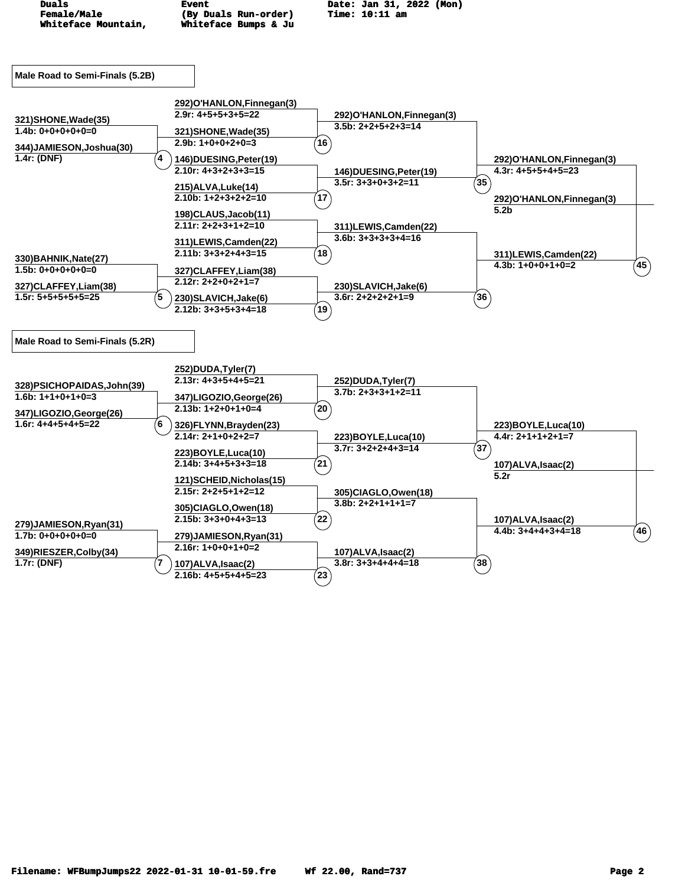Duals Female/Male Whiteface Mountain, | Event (By Duals Run-order) Whiteface Bumps & Ju | Date: Jan 31, 2022 (Mon) Time: 10:11 am

## Male Road to Semi-Finals (5.2B)

**Heat 4**
- 321)SHONE,Wade(35) — 1.4b: 0+0+0+0+0=0
- 344)JAMIESON,Joshua(30) — 1.4r: (DNF)

**Heat 5**
- 330)BAHNIK,Nate(27) — 1.5b: 0+0+0+0+0=0
- 327)CLAFFEY,Liam(38) — 1.5r: 5+5+5+5+5=25

**Heat 16**
- 292)O'HANLON,Finnegan(3) — 2.9r: 4+5+5+3+5=22
- 321)SHONE,Wade(35) — 2.9b: 1+0+0+2+0=3

**Heat 17**
- 146)DUESING,Peter(19) — 2.10r: 4+3+2+3+3=15
- 215)ALVA,Luke(14) — 2.10b: 1+2+3+2+2=10

**Heat 18**
- 198)CLAUS,Jacob(11) — 2.11r: 2+2+3+1+2=10
- 311)LEWIS,Camden(22) — 2.11b: 3+3+2+4+3=15

**Heat 19**
- 327)CLAFFEY,Liam(38) — 2.12r: 2+2+0+2+1=7
- 230)SLAVICH,Jake(6) — 2.12b: 3+3+5+3+4=18

**Heat 35**
- 292)O'HANLON,Finnegan(3) — 3.5b: 2+2+5+2+3=14
- 146)DUESING,Peter(19) — 3.5r: 3+3+0+3+2=11

**Heat 36**
- 311)LEWIS,Camden(22) — 3.6b: 3+3+3+3+4=16
- 230)SLAVICH,Jake(6) — 3.6r: 2+2+2+2+1=9

**Heat 45**
- 292)O'HANLON,Finnegan(3) — 4.3r: 4+5+5+4+5=23
- 311)LEWIS,Camden(22) — 4.3b: 1+0+0+1+0=2

**Winner:** 292)O'HANLON,Finnegan(3) — 5.2b

## Male Road to Semi-Finals (5.2R)

**Heat 6**
- 328)PSICHOPAIDAS,John(39) — 1.6b: 1+1+0+1+0=3
- 347)LIGOZIO,George(26) — 1.6r: 4+4+5+4+5=22

**Heat 7**
- 279)JAMIESON,Ryan(31) — 1.7b: 0+0+0+0+0=0
- 349)RIESZER,Colby(34) — 1.7r: (DNF)

**Heat 20**
- 252)DUDA,Tyler(7) — 2.13r: 4+3+5+4+5=21
- 347)LIGOZIO,George(26) — 2.13b: 1+2+0+1+0=4

**Heat 21**
- 326)FLYNN,Brayden(23) — 2.14r: 2+1+0+2+2=7
- 223)BOYLE,Luca(10) — 2.14b: 3+4+5+3+3=18

**Heat 22**
- 121)SCHEID,Nicholas(15) — 2.15r: 2+2+5+1+2=12
- 305)CIAGLO,Owen(18) — 2.15b: 3+3+0+4+3=13

**Heat 23**
- 279)JAMIESON,Ryan(31) — 2.16r: 1+0+0+1+0=2
- 107)ALVA,Isaac(2) — 2.16b: 4+5+5+4+5=23

**Heat 37**
- 252)DUDA,Tyler(7) — 3.7b: 2+3+3+1+2=11
- 223)BOYLE,Luca(10) — 3.7r: 3+2+2+4+3=14

**Heat 38**
- 305)CIAGLO,Owen(18) — 3.8b: 2+2+1+1+1=7
- 107)ALVA,Isaac(2) — 3.8r: 3+3+4+4+4=18

**Heat 46**
- 223)BOYLE,Luca(10) — 4.4r: 2+1+1+2+1=7
- 107)ALVA,Isaac(2) — 4.4b: 3+4+4+3+4=18

**Winner:** 107)ALVA,Isaac(2) — 5.2r

Filename: WFBumpJumps22 2022-01-31 10-01-59.fre    Wf 22.00, Rand=737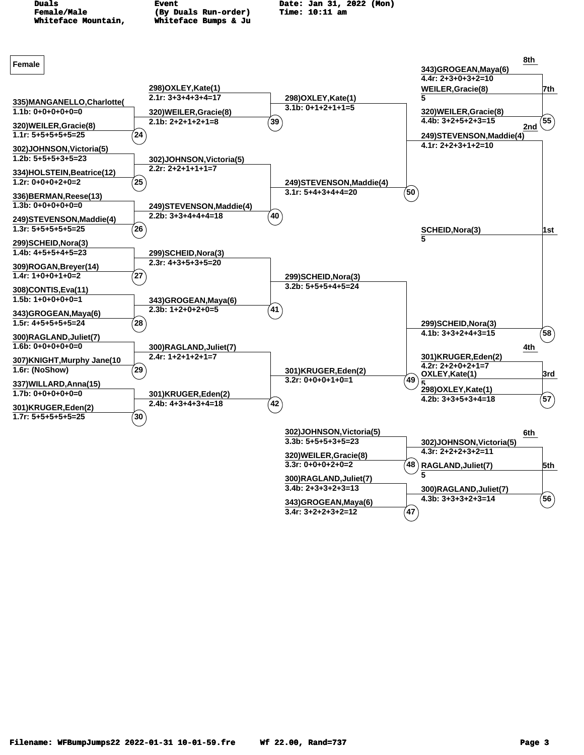Duals Female/Male Whiteface Mountain,

Event (By Duals Run-order) Whiteface Bumps & Ju

Date: Jan 31, 2022 (Mon) Time: 10:11 am

**Female**

## Round 1

| Heat | Competitor | Score |
|---|---|---|
| 24 | 335)MANGANELLO,Charlotte( | 1.1b: 0+0+0+0+0=0 |
| | 320)WEILER,Gracie(8) | 1.1r: 5+5+5+5+5=25 |
| 25 | 302)JOHNSON,Victoria(5) | 1.2b: 5+5+5+3+5=23 |
| | 334)HOLSTEIN,Beatrice(12) | 1.2r: 0+0+0+2+0=2 |
| 26 | 336)BERMAN,Reese(13) | 1.3b: 0+0+0+0+0=0 |
| | 249)STEVENSON,Maddie(4) | 1.3r: 5+5+5+5+5=25 |
| 27 | 299)SCHEID,Nora(3) | 1.4b: 4+5+5+4+5=23 |
| | 309)ROGAN,Breyer(14) | 1.4r: 1+0+0+1+0=2 |
| 28 | 308)CONTIS,Eva(11) | 1.5b: 1+0+0+0+0=1 |
| | 343)GROGEAN,Maya(6) | 1.5r: 4+5+5+5+5=24 |
| 29 | 300)RAGLAND,Juliet(7) | 1.6b: 0+0+0+0+0=0 |
| | 307)KNIGHT,Murphy Jane(10 | 1.6r: (NoShow) |
| 30 | 337)WILLARD,Anna(15) | 1.7b: 0+0+0+0+0=0 |
| | 301)KRUGER,Eden(2) | 1.7r: 5+5+5+5+5=25 |

## Round 2

| Heat | Competitor | Score |
|---|---|---|
| 39 | 298)OXLEY,Kate(1) | 2.1r: 3+3+4+3+4=17 |
| | 320)WEILER,Gracie(8) | 2.1b: 2+2+1+2+1=8 |
| 40 | 302)JOHNSON,Victoria(5) | 2.2r: 2+2+1+1+1=7 |
| | 249)STEVENSON,Maddie(4) | 2.2b: 3+3+4+4+4=18 |
| 41 | 299)SCHEID,Nora(3) | 2.3r: 4+3+5+3+5=20 |
| | 343)GROGEAN,Maya(6) | 2.3b: 1+2+0+2+0=5 |
| 42 | 300)RAGLAND,Juliet(7) | 2.4r: 1+2+1+2+1=7 |
| | 301)KRUGER,Eden(2) | 2.4b: 4+3+4+3+4=18 |

## Round 3

| Heat | Competitor | Score |
|---|---|---|
| 50 | 298)OXLEY,Kate(1) | 3.1b: 0+1+2+1+1=5 |
| | 249)STEVENSON,Maddie(4) | 3.1r: 5+4+3+4+4=20 |
| 49 | 299)SCHEID,Nora(3) | 3.2b: 5+5+5+4+5=24 |
| | 301)KRUGER,Eden(2) | 3.2r: 0+0+0+1+0=1 |
| 48 | 302)JOHNSON,Victoria(5) | 3.3b: 5+5+5+3+5=23 |
| | 320)WEILER,Gracie(8) | 3.3r: 0+0+0+2+0=2 |
| 47 | 300)RAGLAND,Juliet(7) | 3.4b: 2+3+3+2+3=13 |
| | 343)GROGEAN,Maya(6) | 3.4r: 3+2+2+3+2=12 |

## Round 4 (Finals)

| Heat | Competitor | Score | Place |
|---|---|---|---|
| 55 | 343)GROGEAN,Maya(6) | 4.4r: 2+3+0+3+2=10 | 8th |
| | 320)WEILER,Gracie(8) | 4.4b: 3+2+5+2+3=15 | 7th (WEILER,Gracie(8) 5) |
| 58 | 249)STEVENSON,Maddie(4) | 4.1r: 2+2+3+1+2=10 | 2nd |
| | 299)SCHEID,Nora(3) | 4.1b: 3+3+2+4+3=15 | 1st (SCHEID,Nora(3) 5) |
| 57 | 301)KRUGER,Eden(2) | 4.2r: 2+2+0+2+1=7 | 4th |
| | 298)OXLEY,Kate(1) | 4.2b: 3+3+5+3+4=18 | 3rd (OXLEY,Kate(1) 5) |
| 56 | 302)JOHNSON,Victoria(5) | 4.3r: 2+2+2+3+2=11 | 6th |
| | 300)RAGLAND,Juliet(7) | 4.3b: 3+3+3+2+3=14 | 5th (RAGLAND,Juliet(7) 5) |

Filename: WFBumpJumps22 2022-01-31 10-01-59.fre Wf 22.00, Rand=737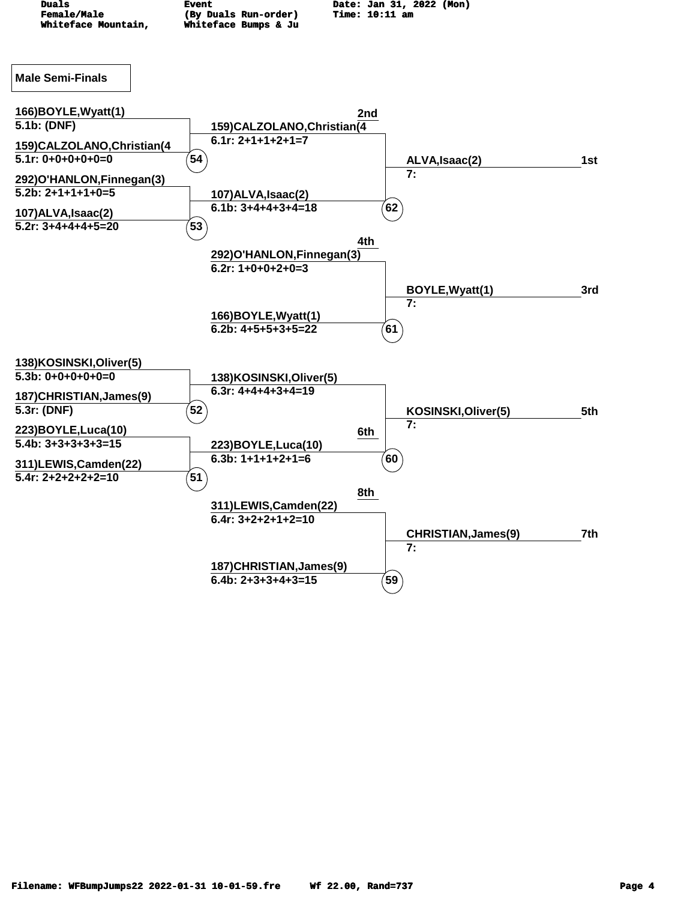Duals
Female/Male
Whiteface Mountain,

Event
(By Duals Run-order)
Whiteface Bumps & Ju

Date: Jan 31, 2022 (Mon)
Time: 10:11 am

## Male Semi-Finals

166)BOYLE,Wyatt(1)
5.1b: (DNF)

159)CALZOLANO,Christian(4
5.1r: 0+0+0+0+0=0

54

292)O'HANLON,Finnegan(3)
5.2b: 2+1+1+1+0=5

107)ALVA,Isaac(2)
5.2r: 3+4+4+4+5=20

53

2nd
159)CALZOLANO,Christian(4
6.1r: 2+1+1+2+1=7

107)ALVA,Isaac(2)
6.1b: 3+4+4+3+4=18

62

ALVA,Isaac(2) 1st
7:

4th
292)O'HANLON,Finnegan(3)
6.2r: 1+0+0+2+0=3

166)BOYLE,Wyatt(1)
6.2b: 4+5+5+3+5=22

61

BOYLE,Wyatt(1) 3rd
7:

138)KOSINSKI,Oliver(5)
5.3b: 0+0+0+0+0=0

187)CHRISTIAN,James(9)
5.3r: (DNF)

52

223)BOYLE,Luca(10)
5.4b: 3+3+3+3+3=15

311)LEWIS,Camden(22)
5.4r: 2+2+2+2+2=10

51

138)KOSINSKI,Oliver(5)
6.3r: 4+4+4+3+4=19

6th
223)BOYLE,Luca(10)
6.3b: 1+1+1+2+1=6

60

KOSINSKI,Oliver(5) 5th
7:

8th
311)LEWIS,Camden(22)
6.4r: 3+2+2+1+2=10

187)CHRISTIAN,James(9)
6.4b: 2+3+3+4+3=15

59

CHRISTIAN,James(9) 7th
7:

Filename: WFBumpJumps22 2022-01-31 10-01-59.fre Wf 22.00, Rand=737